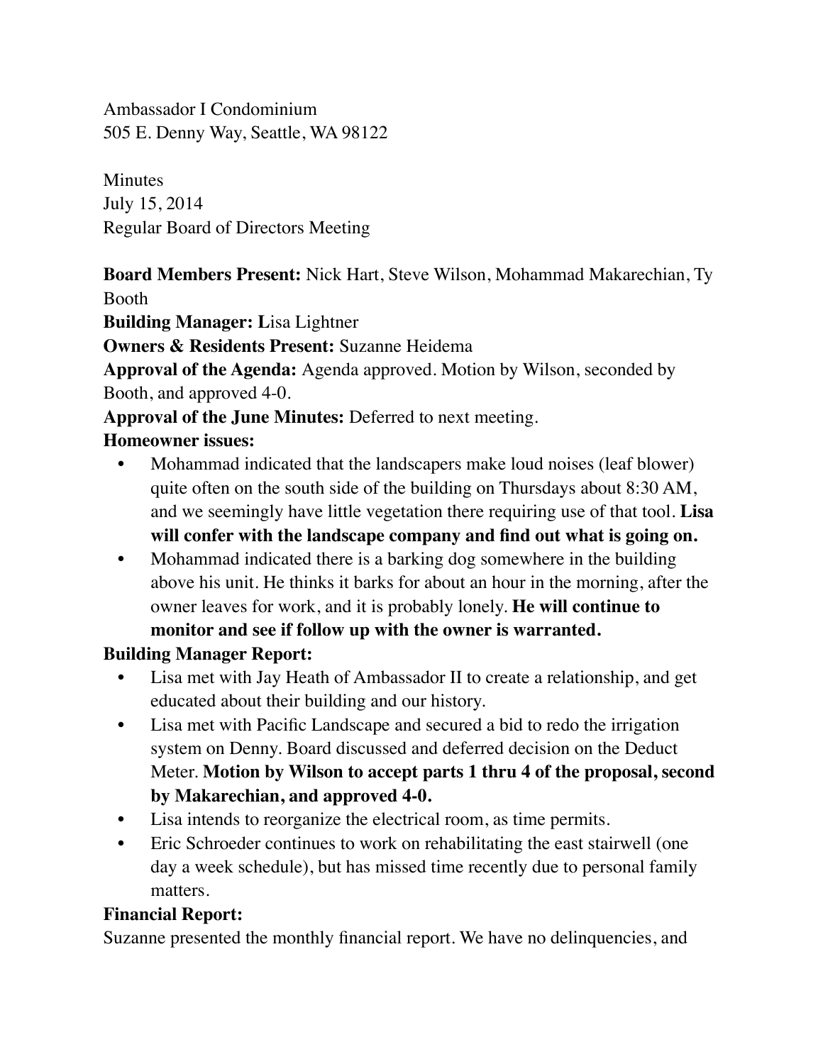Ambassador I Condominium
505 E. Denny Way, Seattle, WA 98122

Minutes
July 15, 2014
Regular Board of Directors Meeting

**Board Members Present:** Nick Hart, Steve Wilson, Mohammad Makarechian, Ty Booth

**Building Manager:** Lisa Lightner

**Owners & Residents Present:** Suzanne Heidema

**Approval of the Agenda:** Agenda approved. Motion by Wilson, seconded by Booth, and approved 4-0.

**Approval of the June Minutes:** Deferred to next meeting.

**Homeowner issues:**

- Mohammad indicated that the landscapers make loud noises (leaf blower) quite often on the south side of the building on Thursdays about 8:30 AM, and we seemingly have little vegetation there requiring use of that tool. **Lisa will confer with the landscape company and find out what is going on.**
- Mohammad indicated there is a barking dog somewhere in the building above his unit. He thinks it barks for about an hour in the morning, after the owner leaves for work, and it is probably lonely. **He will continue to monitor and see if follow up with the owner is warranted.**

**Building Manager Report:**

- Lisa met with Jay Heath of Ambassador II to create a relationship, and get educated about their building and our history.
- Lisa met with Pacific Landscape and secured a bid to redo the irrigation system on Denny. Board discussed and deferred decision on the Deduct Meter. **Motion by Wilson to accept parts 1 thru 4 of the proposal, second by Makarechian, and approved 4-0.**
- Lisa intends to reorganize the electrical room, as time permits.
- Eric Schroeder continues to work on rehabilitating the east stairwell (one day a week schedule), but has missed time recently due to personal family matters.

**Financial Report:**

Suzanne presented the monthly financial report. We have no delinquencies, and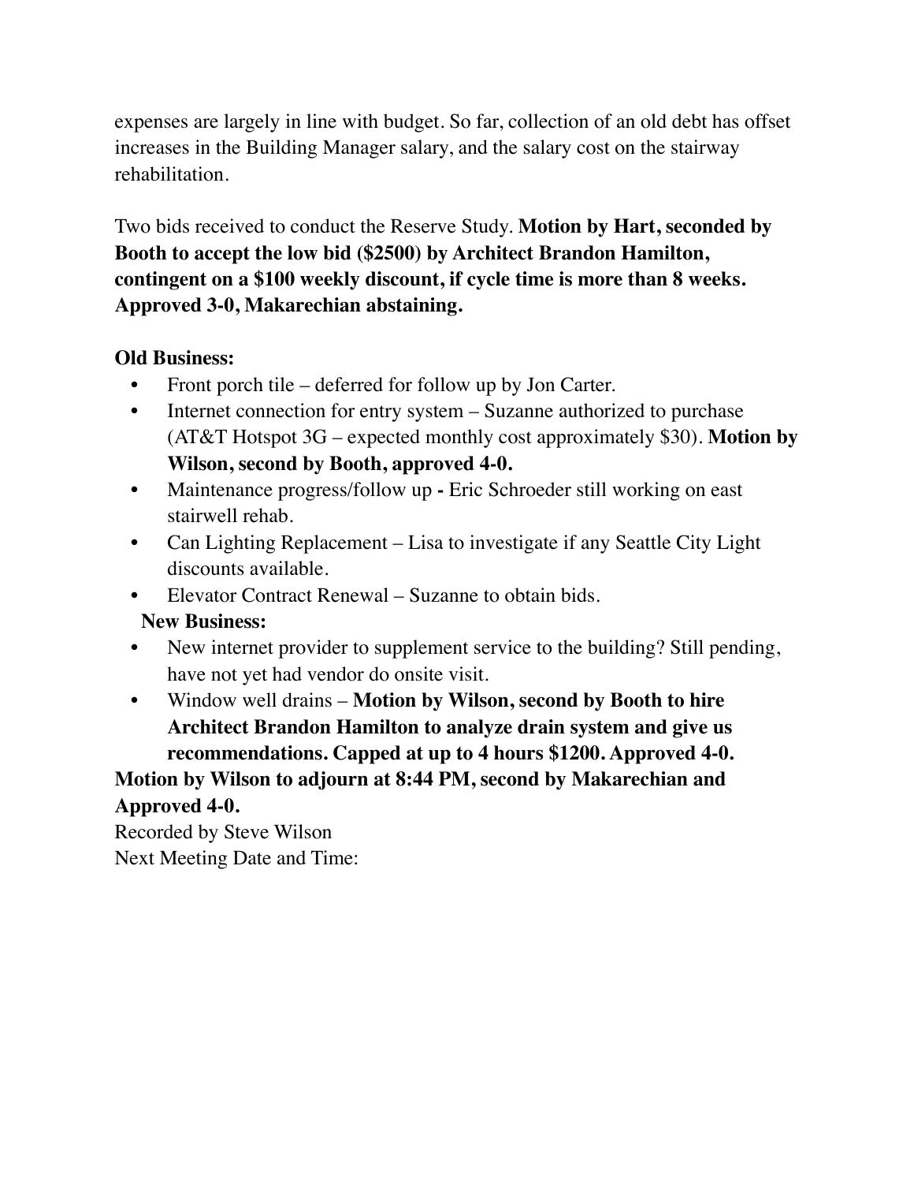expenses are largely in line with budget. So far, collection of an old debt has offset increases in the Building Manager salary, and the salary cost on the stairway rehabilitation.

Two bids received to conduct the Reserve Study. **Motion by Hart, seconded by Booth to accept the low bid ($2500) by Architect Brandon Hamilton, contingent on a $100 weekly discount, if cycle time is more than 8 weeks. Approved 3-0, Makarechian abstaining.**

**Old Business:**

- Front porch tile – deferred for follow up by Jon Carter.
- Internet connection for entry system – Suzanne authorized to purchase (AT&T Hotspot 3G – expected monthly cost approximately $30). **Motion by Wilson, second by Booth, approved 4-0.**
- Maintenance progress/follow up **-** Eric Schroeder still working on east stairwell rehab.
- Can Lighting Replacement – Lisa to investigate if any Seattle City Light discounts available.
- Elevator Contract Renewal – Suzanne to obtain bids.

**New Business:**

- New internet provider to supplement service to the building? Still pending, have not yet had vendor do onsite visit.
- Window well drains – **Motion by Wilson, second by Booth to hire Architect Brandon Hamilton to analyze drain system and give us recommendations. Capped at up to 4 hours $1200. Approved 4-0.**

**Motion by Wilson to adjourn at 8:44 PM, second by Makarechian and Approved 4-0.**

Recorded by Steve Wilson

Next Meeting Date and Time: